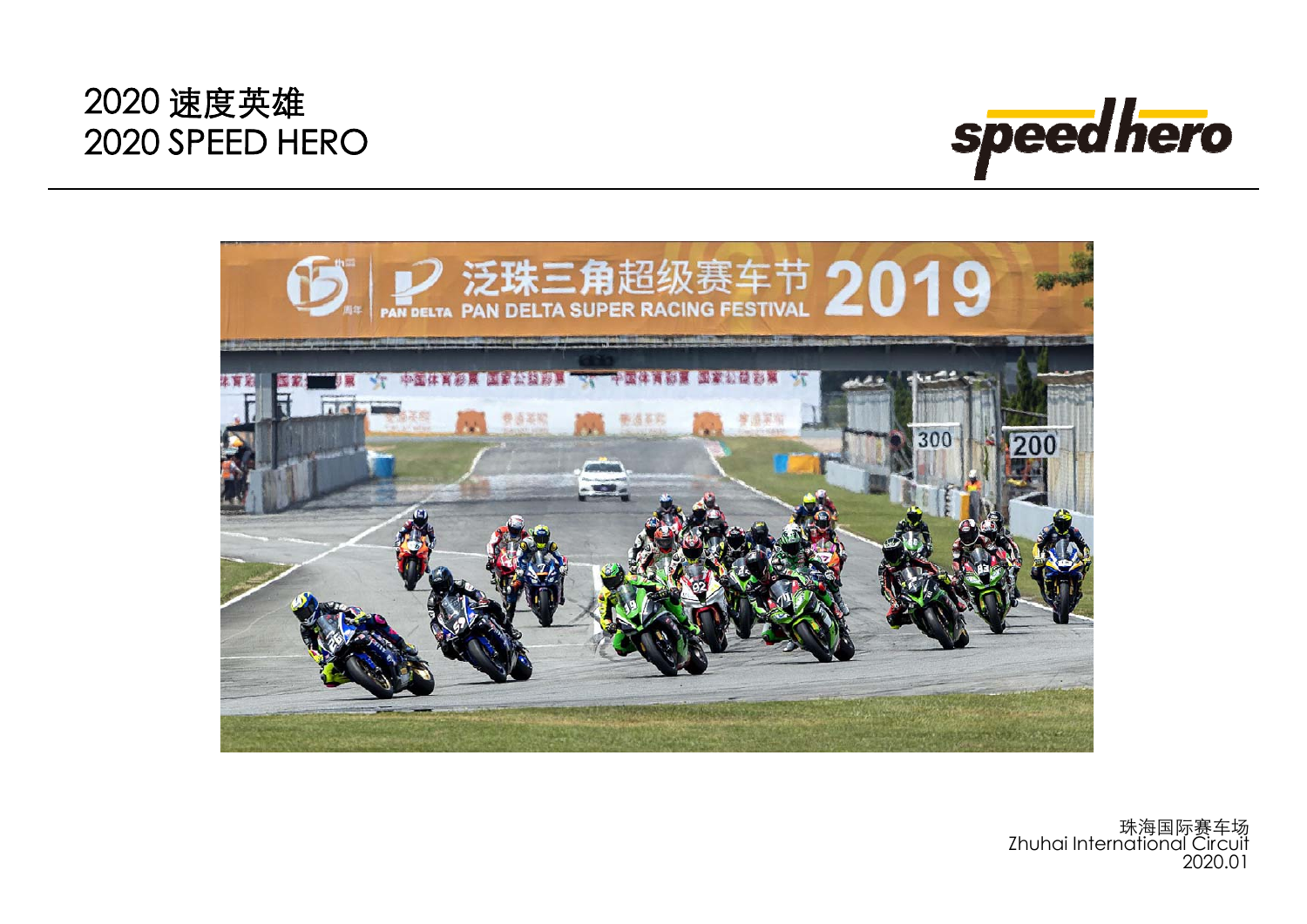# 2020 速度英雄
# 2020 SPEED HERO

speedhero

珠海国际赛车场
Zhuhai International Circuit
2020.01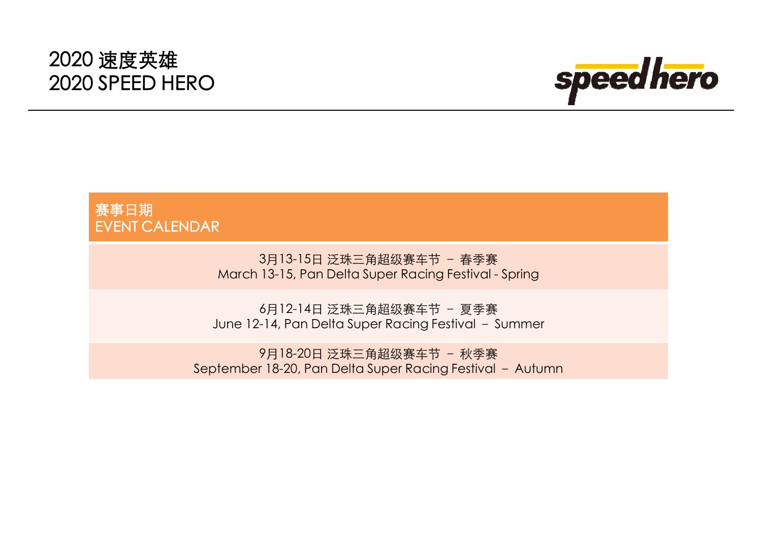# 2020 速度英雄
# 2020 SPEED HERO

| 赛事日期<br>EVENT CALENDAR |
| --- |
| 3月13-15日 泛珠三角超级赛车节 – 春季赛<br>March 13-15, Pan Delta Super Racing Festival - Spring |
| 6月12-14日 泛珠三角超级赛车节 – 夏季赛<br>June 12-14, Pan Delta Super Racing Festival – Summer |
| 9月18-20日 泛珠三角超级赛车节 – 秋季赛<br>September 18-20, Pan Delta Super Racing Festival – Autumn |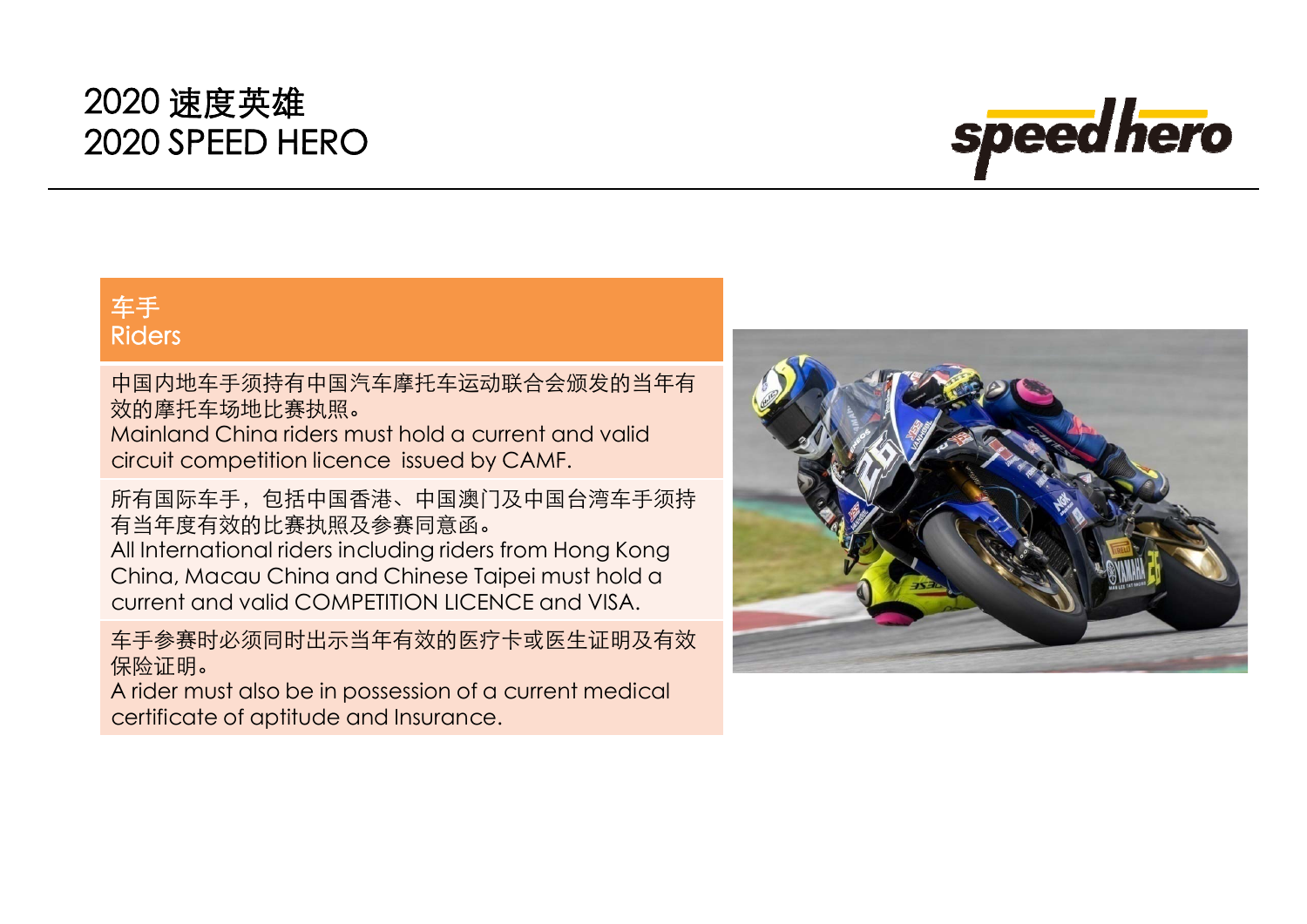# 2020 速度英雄
# 2020 SPEED HERO

## 车手
## Riders

中国内地车手须持有中国汽车摩托车运动联合会颁发的当年有效的摩托车场地比赛执照。
Mainland China riders must hold a current and valid circuit competition licence issued by CAMF.

所有国际车手，包括中国香港、中国澳门及中国台湾车手须持有当年度有效的比赛执照及参赛同意函。
All International riders including riders from Hong Kong China, Macau China and Chinese Taipei must hold a current and valid COMPETITION LICENCE and VISA.

车手参赛时必须同时出示当年有效的医疗卡或医生证明及有效保险证明。
A rider must also be in possession of a current medical certificate of aptitude and Insurance.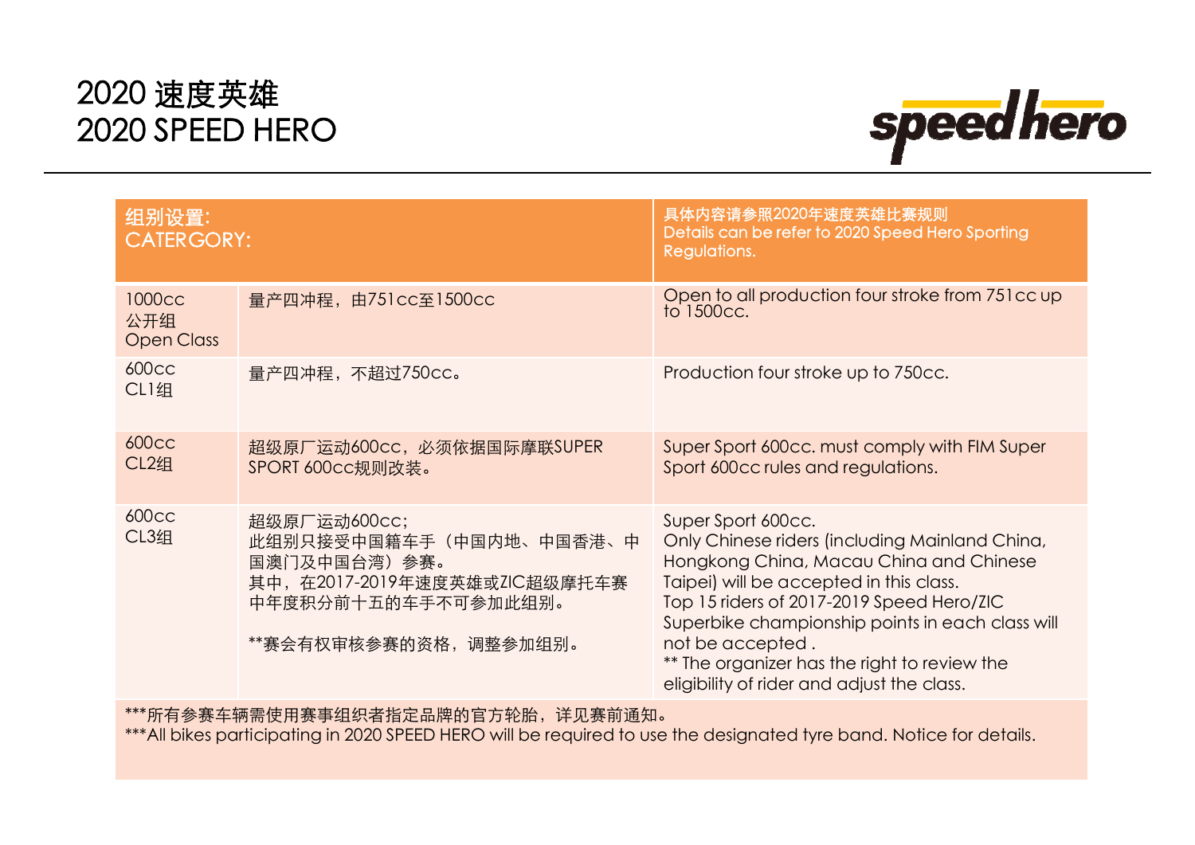# 2020 速度英雄
# 2020 SPEED HERO

| 组别设置:<br>CATERGORY: | | 具体内容请参照2020年速度英雄比赛规则<br>Details can be refer to 2020 Speed Hero Sporting Regulations. |
|---|---|---|
| 1000cc<br>公开组<br>Open Class | 量产四冲程，由751cc至1500cc | Open to all production four stroke from 751cc up to 1500cc. |
| 600cc<br>CL1组 | 量产四冲程，不超过750cc。 | Production four stroke up to 750cc. |
| 600cc<br>CL2组 | 超级原厂运动600cc，必须依据国际摩联SUPER SPORT 600cc规则改装。 | Super Sport 600cc. must comply with FIM Super Sport 600cc rules and regulations. |
| 600cc<br>CL3组 | 超级原厂运动600cc；<br>此组别只接受中国籍车手（中国内地、中国香港、中国澳门及中国台湾）参赛。<br>其中，在2017-2019年速度英雄或ZIC超级摩托车赛中年度积分前十五的车手不可参加此组别。<br><br>**赛会有权审核参赛的资格，调整参加组别。 | Super Sport 600cc.<br>Only Chinese riders (including Mainland China, Hongkong China, Macau China and Chinese Taipei) will be accepted in this class.<br>Top 15 riders of 2017-2019 Speed Hero/ZIC Superbike championship points in each class will not be accepted .<br>** The organizer has the right to review the eligibility of rider and adjust the class. |

***所有参赛车辆需使用赛事组织者指定品牌的官方轮胎，详见赛前通知。
***All bikes participating in 2020 SPEED HERO will be required to use the designated tyre band. Notice for details.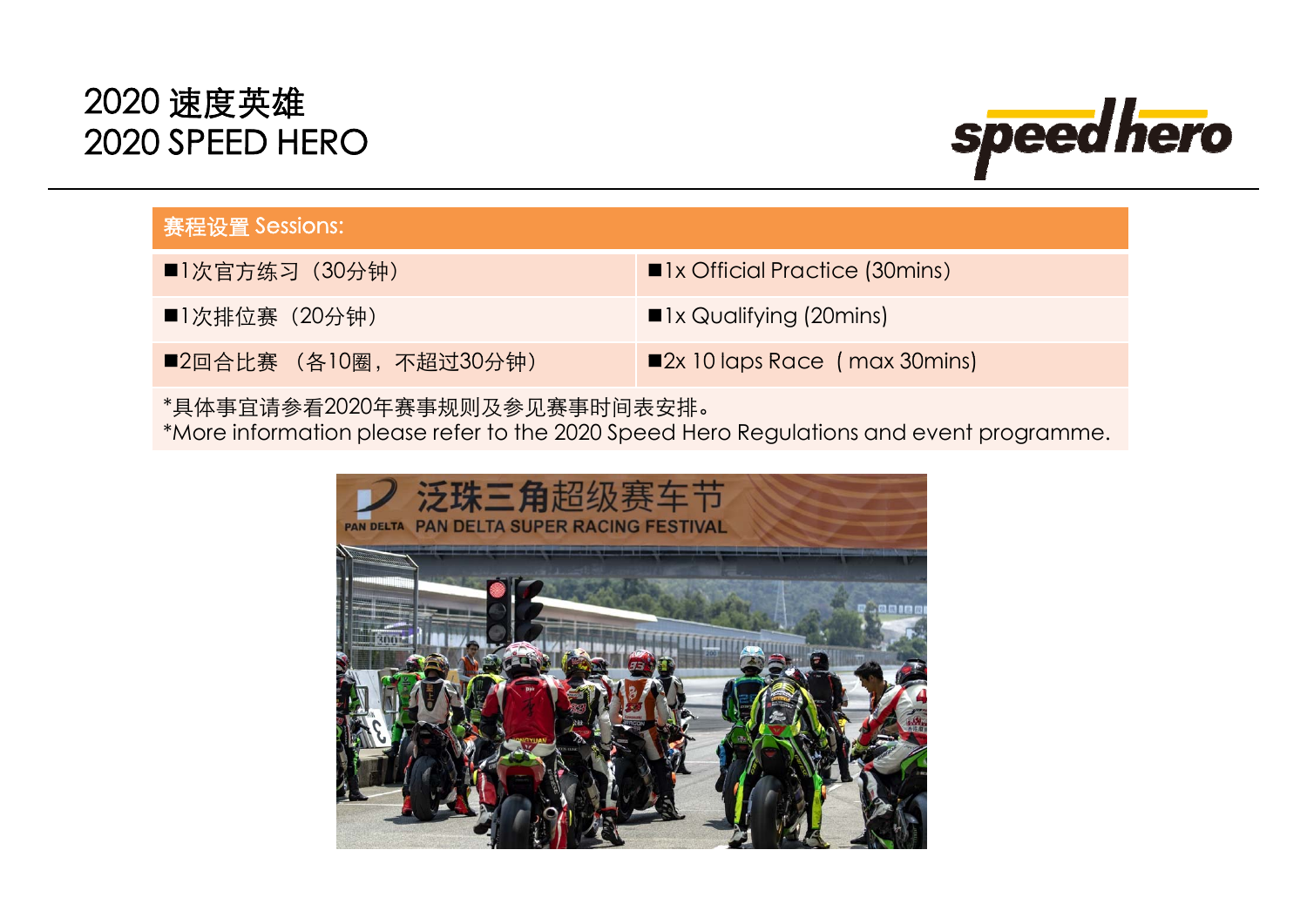# 2020 速度英雄
# 2020 SPEED HERO

| 赛程设置 Sessions: | |
|---|---|
| ■1次官方练习（30分钟） | ■1x Official Practice (30mins) |
| ■1次排位赛（20分钟） | ■1x Qualifying (20mins) |
| ■2回合比赛 （各10圈，不超过30分钟） | ■2x 10 laps Race（max 30mins) |

*具体事宜请参看2020年赛事规则及参见赛事时间表安排。
*More information please refer to the 2020 Speed Hero Regulations and event programme.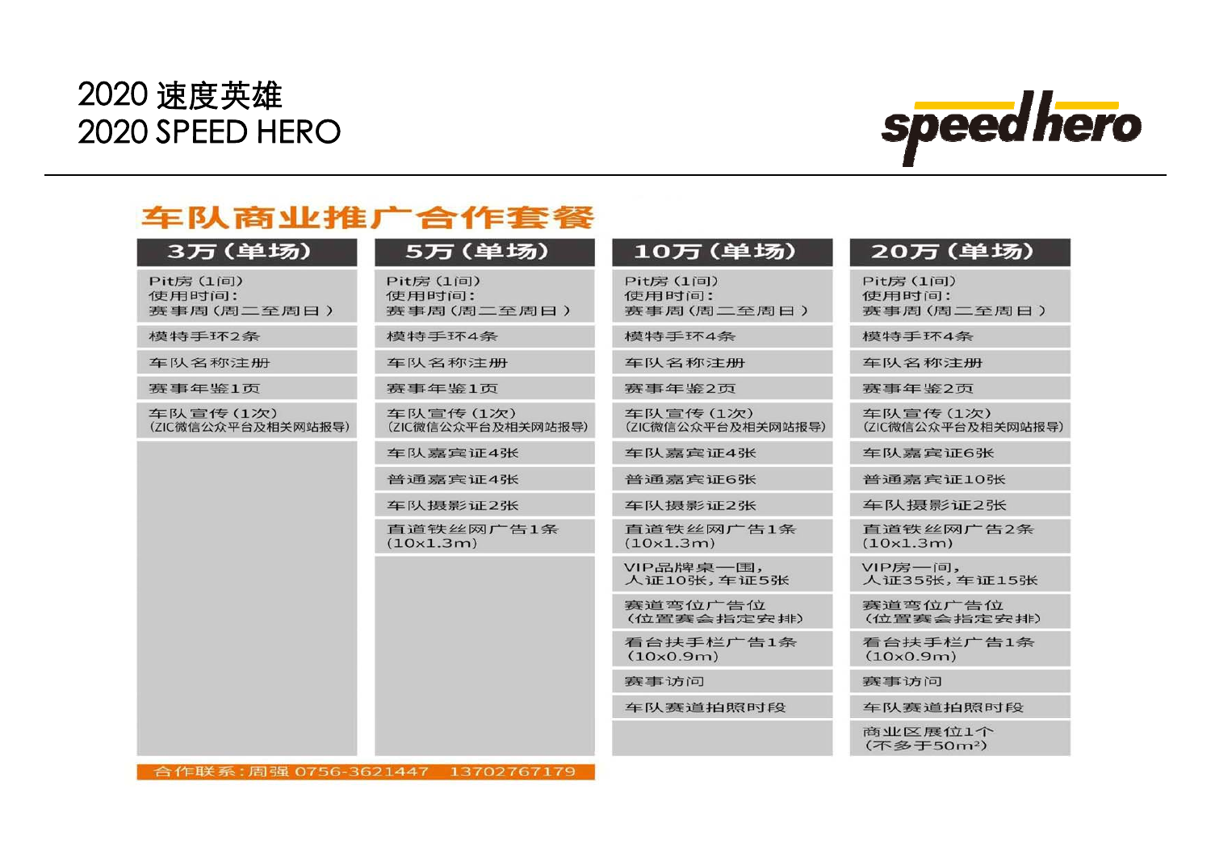# 2020 速度英雄
# 2020 SPEED HERO

## 车队商业推广合作套餐

| 3万（单场） | 5万（单场） | 10万（单场） | 20万（单场） |
|---|---|---|---|
| Pit房（1间）<br>使用时间：<br>赛事周（周二至周日） | Pit房（1间）<br>使用时间：<br>赛事周（周二至周日） | Pit房（1间）<br>使用时间：<br>赛事周（周二至周日） | Pit房（1间）<br>使用时间：<br>赛事周（周二至周日） |
| 模特手环2条 | 模特手环4条 | 模特手环4条 | 模特手环4条 |
| 车队名称注册 | 车队名称注册 | 车队名称注册 | 车队名称注册 |
| 赛事年鉴1页 | 赛事年鉴1页 | 赛事年鉴2页 | 赛事年鉴2页 |
| 车队宣传（1次）<br>（ZIC微信公众平台及相关网站报导） | 车队宣传（1次）<br>（ZIC微信公众平台及相关网站报导） | 车队宣传（1次）<br>（ZIC微信公众平台及相关网站报导） | 车队宣传（1次）<br>（ZIC微信公众平台及相关网站报导） |
| | 车队嘉宾证4张 | 车队嘉宾证4张 | 车队嘉宾证6张 |
| | 普通嘉宾证4张 | 普通嘉宾证6张 | 普通嘉宾证10张 |
| | 车队摄影证2张 | 车队摄影证2张 | 车队摄影证2张 |
| | 直道铁丝网广告1条<br>（10x1.3m） | 直道铁丝网广告1条<br>（10x1.3m） | 直道铁丝网广告2条<br>（10x1.3m） |
| | | VIP品牌桌一围，<br>人证10张，车证5张 | VIP房一间，<br>人证35张，车证15张 |
| | | 赛道弯位广告位<br>（位置赛会指定安排） | 赛道弯位广告位<br>（位置赛会指定安排） |
| | | 看台扶手栏广告1条<br>（10x0.9m） | 看台扶手栏广告1条<br>（10x0.9m） |
| | | 赛事访问 | 赛事访问 |
| | | 车队赛道拍照时段 | 车队赛道拍照时段 |
| | | | 商业区展位1个<br>（不多于50m²） |

合作联系：周强 0756-3621447 13702767179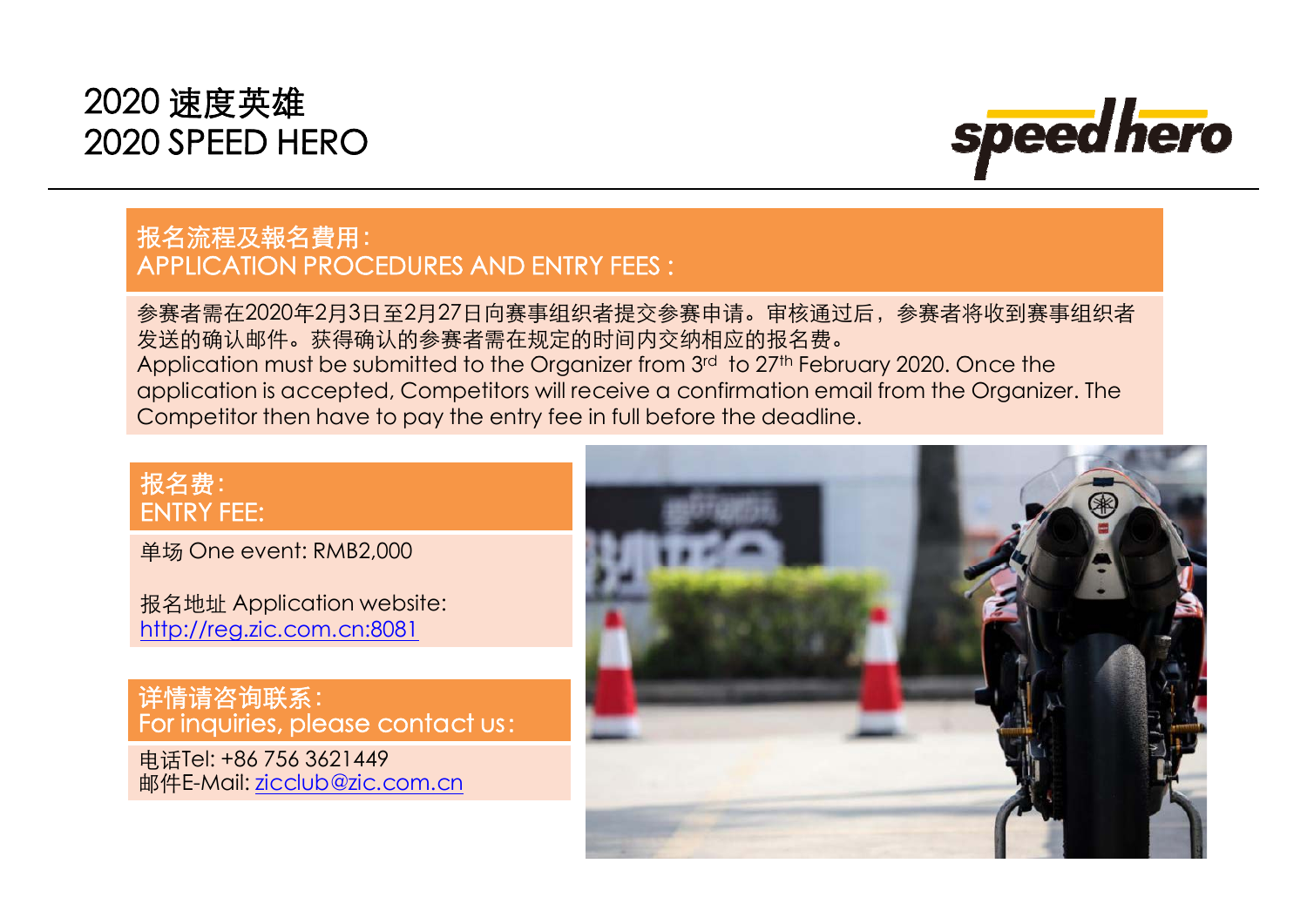# 2020 速度英雄
# 2020 SPEED HERO

speedhero

## 报名流程及報名费用：
## APPLICATION PROCEDURES AND ENTRY FEES :

参赛者需在2020年2月3日至2月27日向赛事组织者提交参赛申请。审核通过后，参赛者将收到赛事组织者发送的确认邮件。获得确认的参赛者需在规定的时间内交纳相应的报名费。

Application must be submitted to the Organizer from 3rd to 27th February 2020. Once the application is accepted, Competitors will receive a confirmation email from the Organizer. The Competitor then have to pay the entry fee in full before the deadline.

## 报名费：
## ENTRY FEE:

单场 One event: RMB2,000

报名地址 Application website: http://reg.zic.com.cn:8081

## 详情请咨询联系：
## For inquiries, please contact us:

电话Tel: +86 756 3621449
邮件E-Mail: zicclub@zic.com.cn